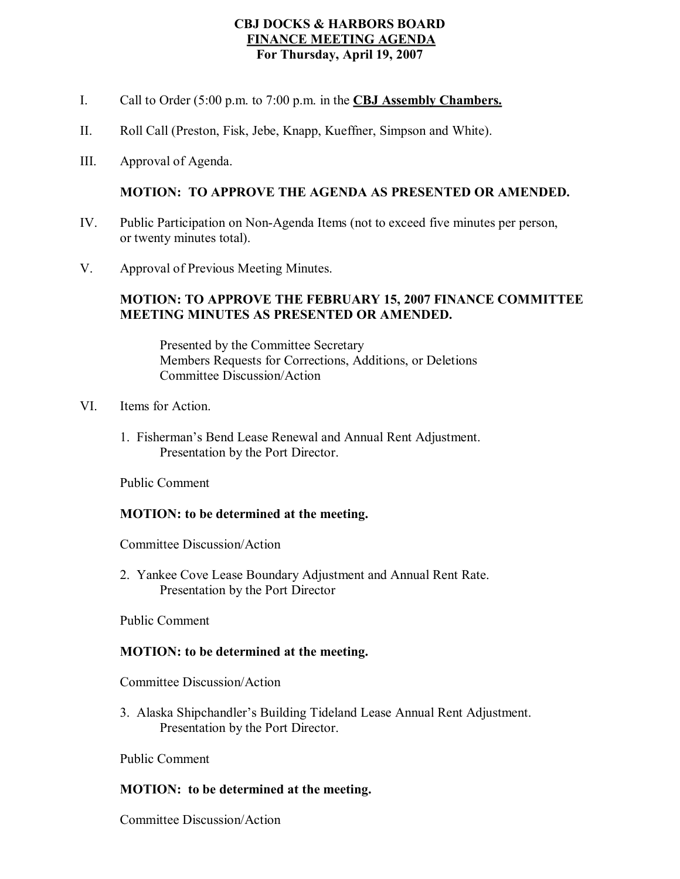# CBJ DOCKS & HARBORS BOARD
## FINANCE MEETING AGENDA
### For Thursday, April 19, 2007

I. Call to Order (5:00 p.m. to 7:00 p.m. in the **CBJ Assembly Chambers.**

II. Roll Call (Preston, Fisk, Jebe, Knapp, Kueffner, Simpson and White).

III. Approval of Agenda.

**MOTION: TO APPROVE THE AGENDA AS PRESENTED OR AMENDED.**

IV. Public Participation on Non-Agenda Items (not to exceed five minutes per person, or twenty minutes total).

V. Approval of Previous Meeting Minutes.

**MOTION: TO APPROVE THE FEBRUARY 15, 2007 FINANCE COMMITTEE MEETING MINUTES AS PRESENTED OR AMENDED.**

Presented by the Committee Secretary
Members Requests for Corrections, Additions, or Deletions
Committee Discussion/Action

VI. Items for Action.

1. Fisherman's Bend Lease Renewal and Annual Rent Adjustment.
   Presentation by the Port Director.

Public Comment

**MOTION: to be determined at the meeting.**

Committee Discussion/Action

2. Yankee Cove Lease Boundary Adjustment and Annual Rent Rate.
   Presentation by the Port Director

Public Comment

**MOTION: to be determined at the meeting.**

Committee Discussion/Action

3. Alaska Shipchandler's Building Tideland Lease Annual Rent Adjustment.
   Presentation by the Port Director.

Public Comment

**MOTION: to be determined at the meeting.**

Committee Discussion/Action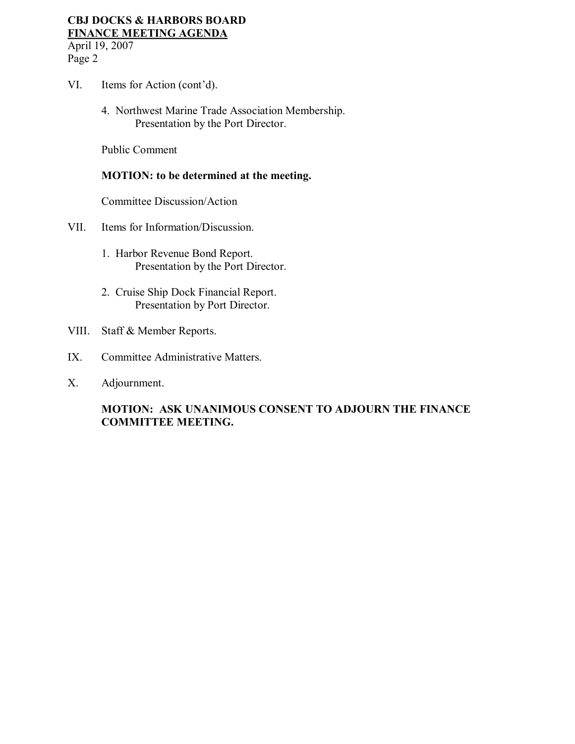VI. Items for Action (cont'd).

4. Northwest Marine Trade Association Membership.
   Presentation by the Port Director.

   Public Comment

   **MOTION: to be determined at the meeting.**

   Committee Discussion/Action

VII. Items for Information/Discussion.

1. Harbor Revenue Bond Report.
   Presentation by the Port Director.

2. Cruise Ship Dock Financial Report.
   Presentation by Port Director.

VIII. Staff & Member Reports.

IX. Committee Administrative Matters.

X. Adjournment.

   **MOTION: ASK UNANIMOUS CONSENT TO ADJOURN THE FINANCE COMMITTEE MEETING.**